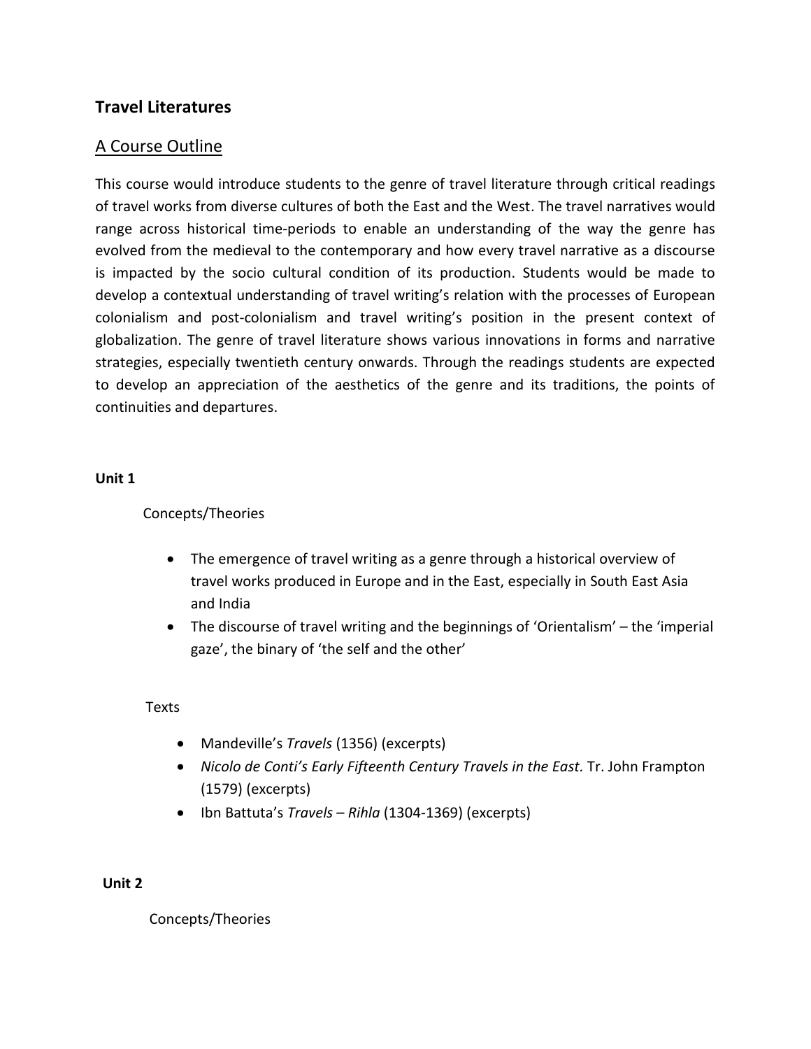## Travel Literatures

### A Course Outline

This course would introduce students to the genre of travel literature through critical readings of travel works from diverse cultures of both the East and the West. The travel narratives would range across historical time-periods to enable an understanding of the way the genre has evolved from the medieval to the contemporary and how every travel narrative as a discourse is impacted by the socio cultural condition of its production. Students would be made to develop a contextual understanding of travel writing's relation with the processes of European colonialism and post-colonialism and travel writing's position in the present context of globalization. The genre of travel literature shows various innovations in forms and narrative strategies, especially twentieth century onwards. Through the readings students are expected to develop an appreciation of the aesthetics of the genre and its traditions, the points of continuities and departures.

**Unit 1**

Concepts/Theories

- The emergence of travel writing as a genre through a historical overview of travel works produced in Europe and in the East, especially in South East Asia and India
- The discourse of travel writing and the beginnings of 'Orientalism' – the 'imperial gaze', the binary of 'the self and the other'

Texts

- Mandeville's *Travels* (1356) (excerpts)
- *Nicolo de Conti's Early Fifteenth Century Travels in the East.* Tr. John Frampton (1579) (excerpts)
- Ibn Battuta's *Travels – Rihla* (1304-1369) (excerpts)

**Unit 2**

Concepts/Theories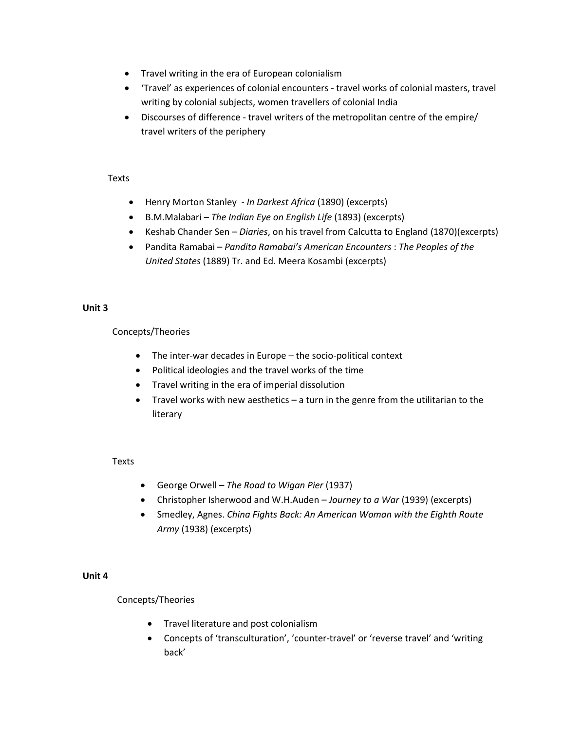- Travel writing in the era of European colonialism
- 'Travel' as experiences of colonial encounters - travel works of colonial masters, travel writing by colonial subjects, women travellers of colonial India
- Discourses of difference - travel writers of the metropolitan centre of the empire/ travel writers of the periphery

Texts

- Henry Morton Stanley - *In Darkest Africa* (1890) (excerpts)
- B.M.Malabari – *The Indian Eye on English Life* (1893) (excerpts)
- Keshab Chander Sen – *Diaries*, on his travel from Calcutta to England (1870)(excerpts)
- Pandita Ramabai – *Pandita Ramabai's American Encounters* : *The Peoples of the United States* (1889) Tr. and Ed. Meera Kosambi (excerpts)

**Unit 3**

Concepts/Theories

- The inter-war decades in Europe – the socio-political context
- Political ideologies and the travel works of the time
- Travel writing in the era of imperial dissolution
- Travel works with new aesthetics – a turn in the genre from the utilitarian to the literary

Texts

- George Orwell – *The Road to Wigan Pier* (1937)
- Christopher Isherwood and W.H.Auden – *Journey to a War* (1939) (excerpts)
- Smedley, Agnes. *China Fights Back: An American Woman with the Eighth Route Army* (1938) (excerpts)

**Unit 4**

Concepts/Theories

- Travel literature and post colonialism
- Concepts of 'transculturation', 'counter-travel' or 'reverse travel' and 'writing back'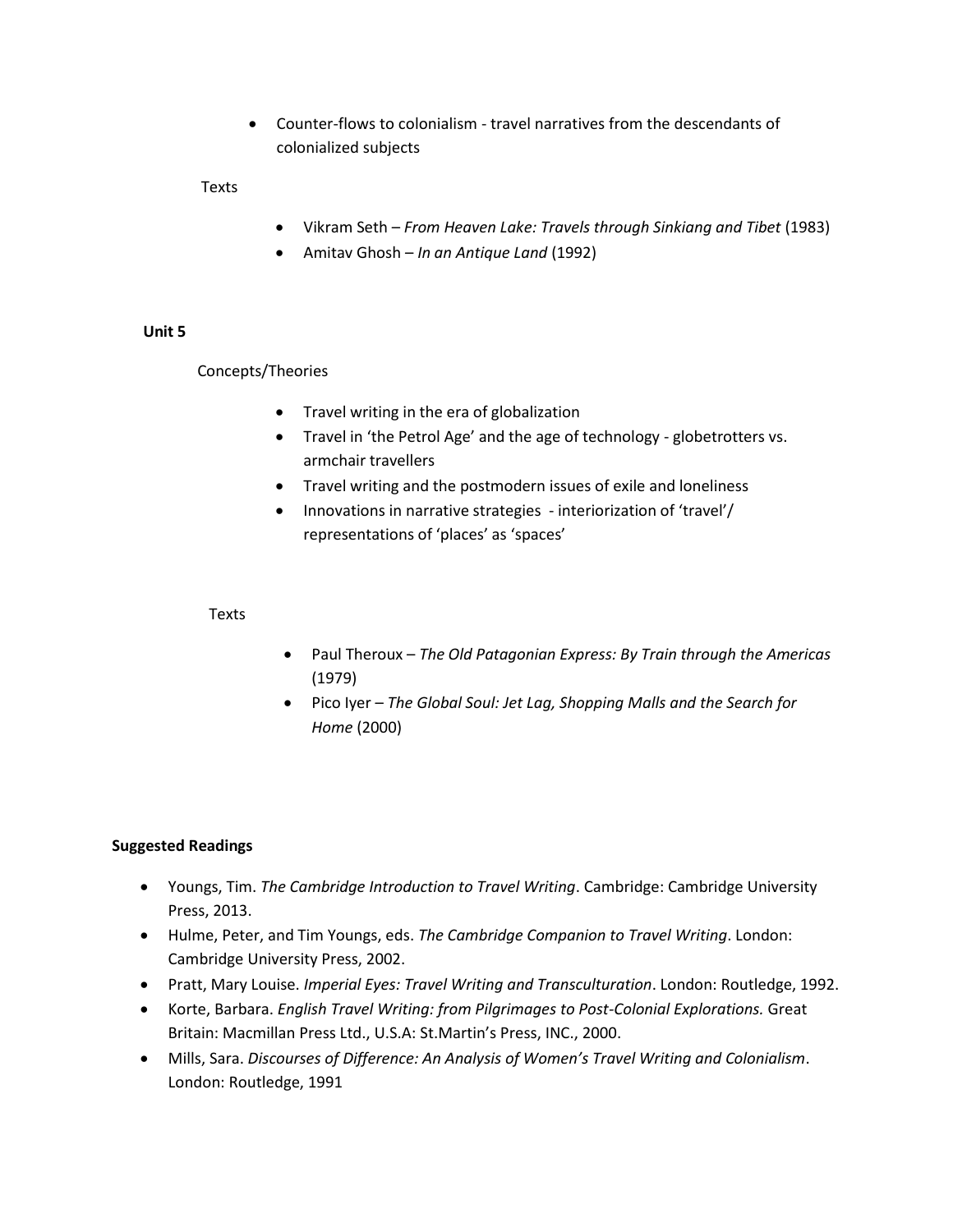- Counter-flows to colonialism - travel narratives from the descendants of colonialized subjects

Texts

- Vikram Seth – *From Heaven Lake: Travels through Sinkiang and Tibet* (1983)
- Amitav Ghosh – *In an Antique Land* (1992)

**Unit 5**

Concepts/Theories

- Travel writing in the era of globalization
- Travel in 'the Petrol Age' and the age of technology - globetrotters vs. armchair travellers
- Travel writing and the postmodern issues of exile and loneliness
- Innovations in narrative strategies - interiorization of 'travel'/ representations of 'places' as 'spaces'

Texts

- Paul Theroux – *The Old Patagonian Express: By Train through the Americas* (1979)
- Pico Iyer – *The Global Soul: Jet Lag, Shopping Malls and the Search for Home* (2000)

**Suggested Readings**

- Youngs, Tim. *The Cambridge Introduction to Travel Writing*. Cambridge: Cambridge University Press, 2013.
- Hulme, Peter, and Tim Youngs, eds. *The Cambridge Companion to Travel Writing*. London: Cambridge University Press, 2002.
- Pratt, Mary Louise. *Imperial Eyes: Travel Writing and Transculturation*. London: Routledge, 1992.
- Korte, Barbara. *English Travel Writing: from Pilgrimages to Post-Colonial Explorations.* Great Britain: Macmillan Press Ltd., U.S.A: St.Martin's Press, INC., 2000.
- Mills, Sara. *Discourses of Difference: An Analysis of Women's Travel Writing and Colonialism*. London: Routledge, 1991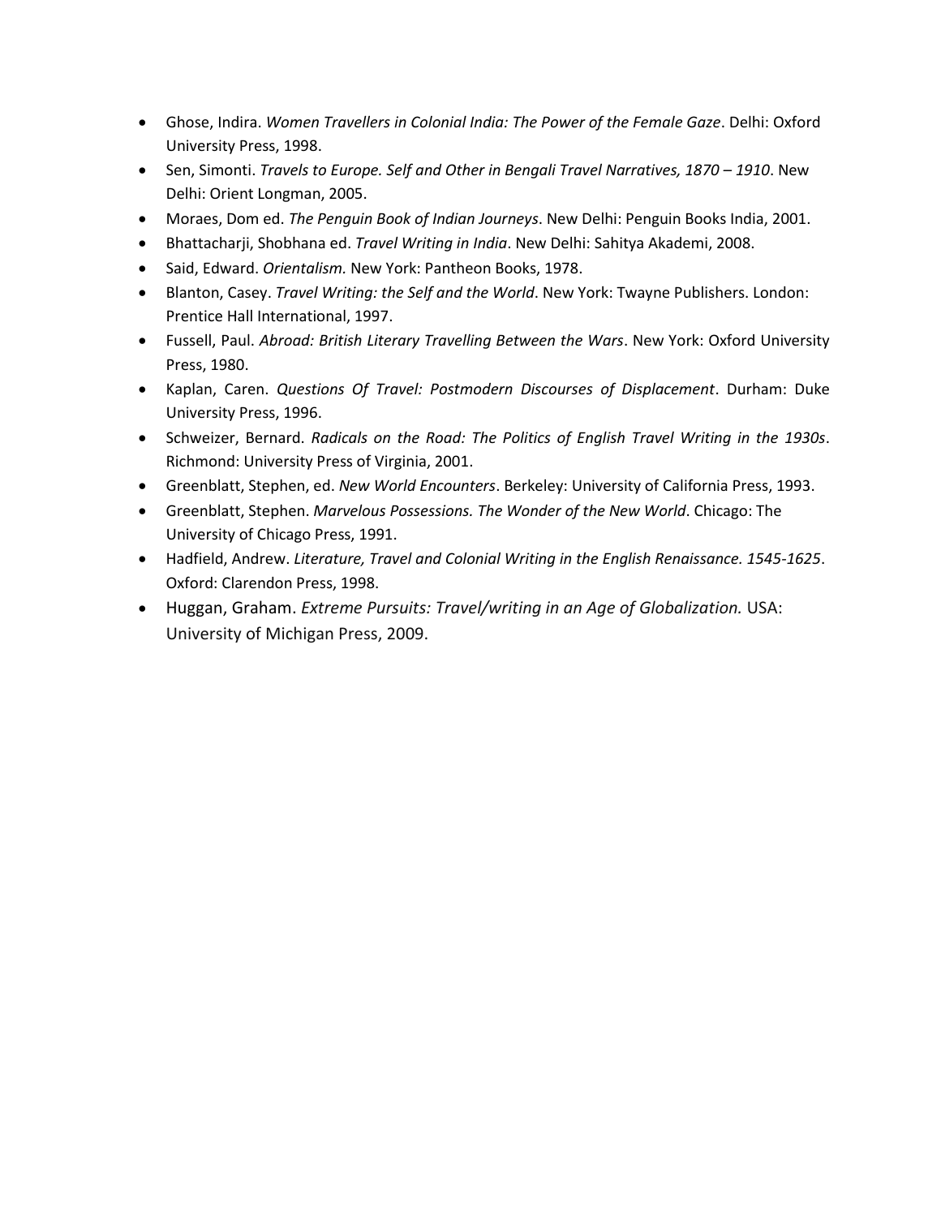- Ghose, Indira. *Women Travellers in Colonial India: The Power of the Female Gaze*. Delhi: Oxford University Press, 1998.
- Sen, Simonti. *Travels to Europe. Self and Other in Bengali Travel Narratives, 1870 – 1910*. New Delhi: Orient Longman, 2005.
- Moraes, Dom ed. *The Penguin Book of Indian Journeys*. New Delhi: Penguin Books India, 2001.
- Bhattacharji, Shobhana ed. *Travel Writing in India*. New Delhi: Sahitya Akademi, 2008.
- Said, Edward. *Orientalism.* New York: Pantheon Books, 1978.
- Blanton, Casey. *Travel Writing: the Self and the World*. New York: Twayne Publishers. London: Prentice Hall International, 1997.
- Fussell, Paul. *Abroad: British Literary Travelling Between the Wars*. New York: Oxford University Press, 1980.
- Kaplan, Caren. *Questions Of Travel: Postmodern Discourses of Displacement*. Durham: Duke University Press, 1996.
- Schweizer, Bernard. *Radicals on the Road: The Politics of English Travel Writing in the 1930s*. Richmond: University Press of Virginia, 2001.
- Greenblatt, Stephen, ed. *New World Encounters*. Berkeley: University of California Press, 1993.
- Greenblatt, Stephen. *Marvelous Possessions. The Wonder of the New World*. Chicago: The University of Chicago Press, 1991.
- Hadfield, Andrew. *Literature, Travel and Colonial Writing in the English Renaissance. 1545-1625*. Oxford: Clarendon Press, 1998.
- Huggan, Graham. *Extreme Pursuits: Travel/writing in an Age of Globalization.* USA: University of Michigan Press, 2009.